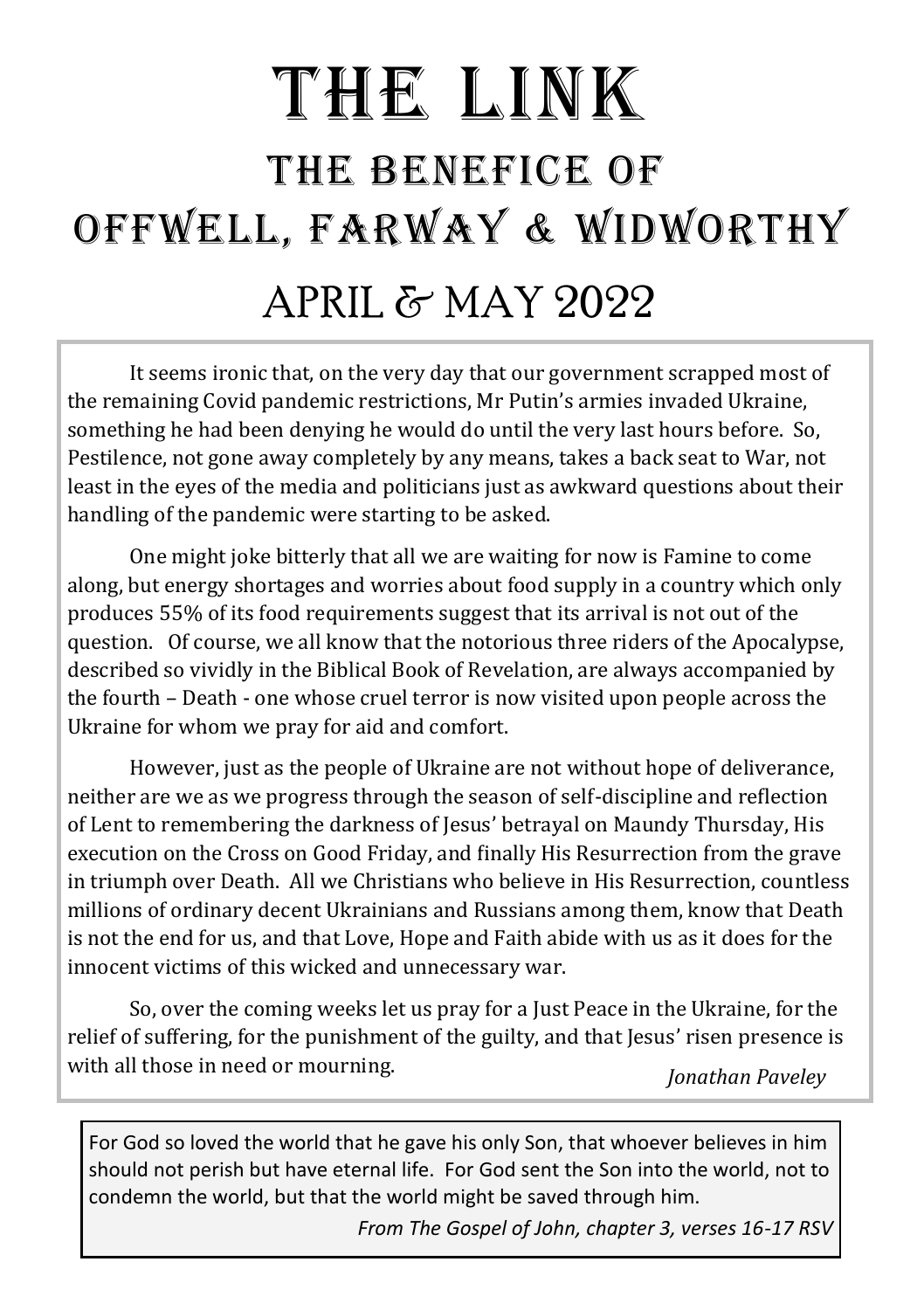# THE LINK

## THE BENEFICE OF OFFWELL, FARWAY & WIDWORTHY

## APRIL & MAY 2022

It seems ironic that, on the very day that our government scrapped most of the remaining Covid pandemic restrictions, Mr Putin's armies invaded Ukraine, something he had been denying he would do until the very last hours before. So, Pestilence, not gone away completely by any means, takes a back seat to War, not least in the eyes of the media and politicians just as awkward questions about their handling of the pandemic were starting to be asked.

One might joke bitterly that all we are waiting for now is Famine to come along, but energy shortages and worries about food supply in a country which only produces 55% of its food requirements suggest that its arrival is not out of the question. Of course, we all know that the notorious three riders of the Apocalypse, described so vividly in the Biblical Book of Revelation, are always accompanied by the fourth – Death - one whose cruel terror is now visited upon people across the Ukraine for whom we pray for aid and comfort.

However, just as the people of Ukraine are not without hope of deliverance, neither are we as we progress through the season of self-discipline and reflection of Lent to remembering the darkness of Jesus' betrayal on Maundy Thursday, His execution on the Cross on Good Friday, and finally His Resurrection from the grave in triumph over Death. All we Christians who believe in His Resurrection, countless millions of ordinary decent Ukrainians and Russians among them, know that Death is not the end for us, and that Love, Hope and Faith abide with us as it does for the innocent victims of this wicked and unnecessary war.

So, over the coming weeks let us pray for a Just Peace in the Ukraine, for the relief of suffering, for the punishment of the guilty, and that Jesus' risen presence is with all those in need or mourning.

*Jonathan Paveley*

For God so loved the world that he gave his only Son, that whoever believes in him should not perish but have eternal life. For God sent the Son into the world, not to condemn the world, but that the world might be saved through him.

*From The Gospel of John, chapter 3, verses 16-17 RSV*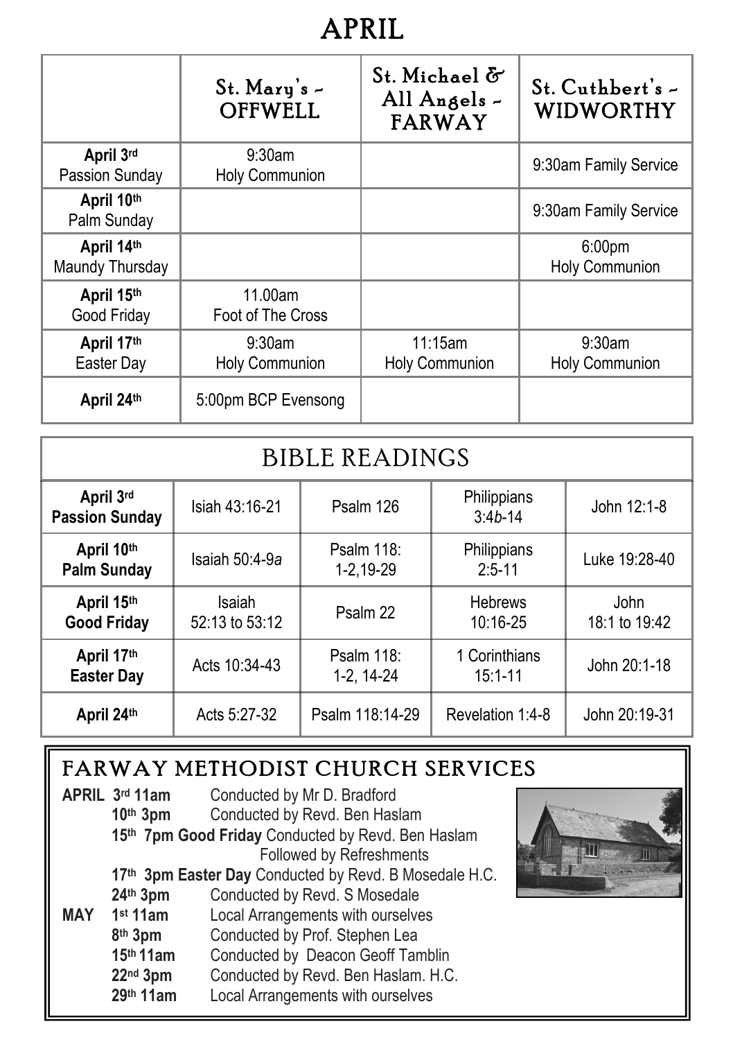# APRIL

| | St. Mary's ~ OFFWELL | St. Michael & All Angels ~ FARWAY | St. Cuthbert's ~ WIDWORTHY |
|---|---|---|---|
| **April 3rd** Passion Sunday | 9:30am Holy Communion | | 9:30am Family Service |
| **April 10th** Palm Sunday | | | 9:30am Family Service |
| **April 14th** Maundy Thursday | | | 6:00pm Holy Communion |
| **April 15th** Good Friday | 11.00am Foot of The Cross | | |
| **April 17th** Easter Day | 9:30am Holy Communion | 11:15am Holy Communion | 9:30am Holy Communion |
| **April 24th** | 5:00pm BCP Evensong | | |

## BIBLE READINGS

| | | | | |
|---|---|---|---|---|
| **April 3rd Passion Sunday** | Isiah 43:16-21 | Psalm 126 | Philippians 3:4*b*-14 | John 12:1-8 |
| **April 10th Palm Sunday** | Isaiah 50:4-9*a* | Psalm 118: 1-2,19-29 | Philippians 2:5-11 | Luke 19:28-40 |
| **April 15th Good Friday** | Isaiah 52:13 to 53:12 | Psalm 22 | Hebrews 10:16-25 | John 18:1 to 19:42 |
| **April 17th Easter Day** | Acts 10:34-43 | Psalm 118: 1-2, 14-24 | 1 Corinthians 15:1-11 | John 20:1-18 |
| **April 24th** | Acts 5:27-32 | Psalm 118:14-29 | Revelation 1:4-8 | John 20:19-31 |

## FARWAY METHODIST CHURCH SERVICES

**APRIL 3rd 11am** Conducted by Mr D. Bradford
**10th 3pm** Conducted by Revd. Ben Haslam
**15th 7pm Good Friday** Conducted by Revd. Ben Haslam
Followed by Refreshments
**17th 3pm Easter Day** Conducted by Revd. B Mosedale H.C.
**24th 3pm** Conducted by Revd. S Mosedale

**MAY 1st 11am** Local Arrangements with ourselves
**8th 3pm** Conducted by Prof. Stephen Lea
**15th 11am** Conducted by Deacon Geoff Tamblin
**22nd 3pm** Conducted by Revd. Ben Haslam. H.C.
**29th 11am** Local Arrangements with ourselves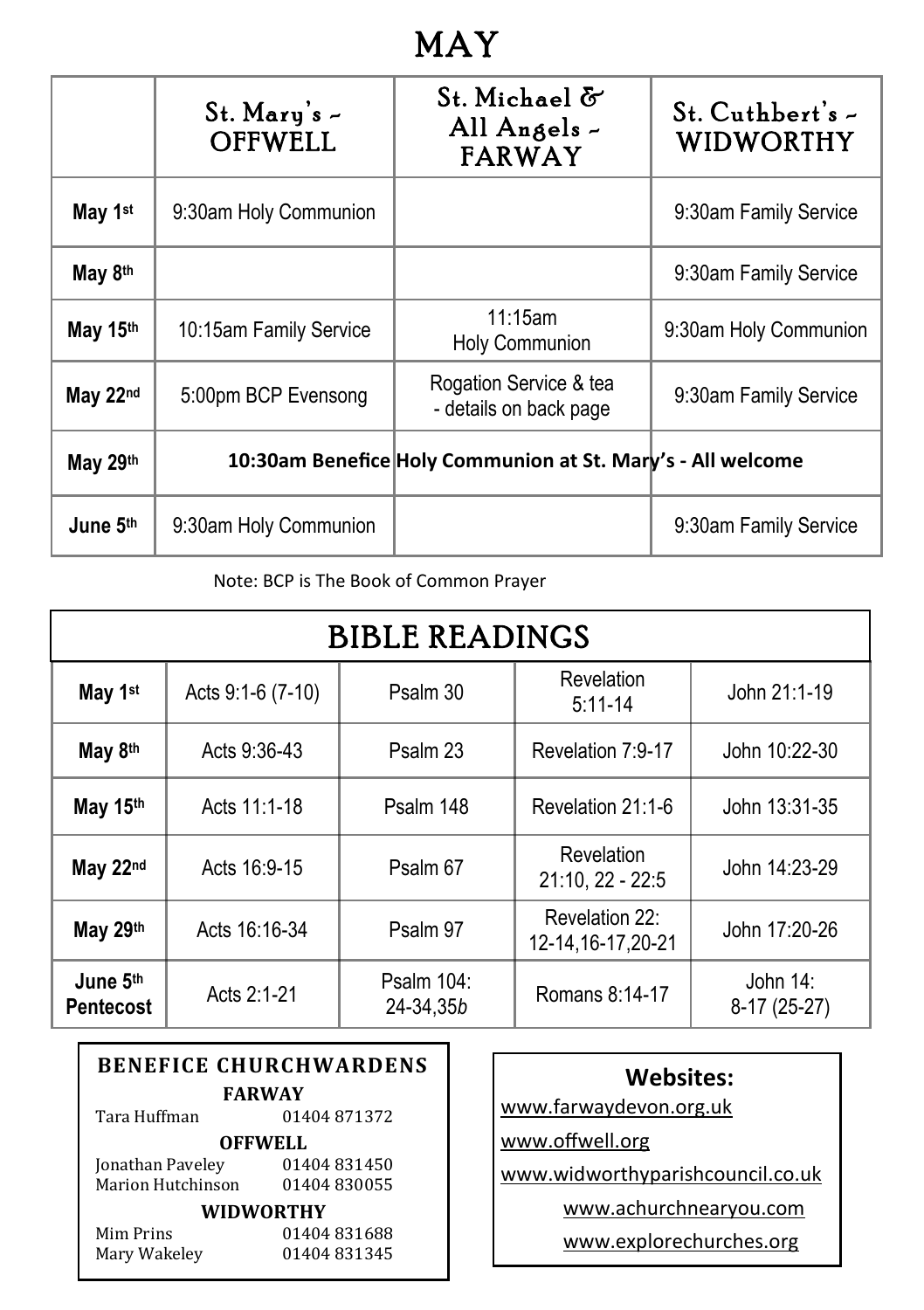# MAY

| | St. Mary's ~ OFFWELL | St. Michael & All Angels ~ FARWAY | St. Cuthbert's ~ WIDWORTHY |
|---|---|---|---|
| **May 1st** | 9:30am Holy Communion | | 9:30am Family Service |
| **May 8th** | | | 9:30am Family Service |
| **May 15th** | 10:15am Family Service | 11:15am Holy Communion | 9:30am Holy Communion |
| **May 22nd** | 5:00pm BCP Evensong | Rogation Service & tea - details on back page | 9:30am Family Service |
| **May 29th** | **10:30am Benefice Holy Communion at St. Mary's - All welcome** | | |
| **June 5th** | 9:30am Holy Communion | | 9:30am Family Service |

Note: BCP is The Book of Common Prayer

## BIBLE READINGS

| | | | | |
|---|---|---|---|---|
| **May 1st** | Acts 9:1-6 (7-10) | Psalm 30 | Revelation 5:11-14 | John 21:1-19 |
| **May 8th** | Acts 9:36-43 | Psalm 23 | Revelation 7:9-17 | John 10:22-30 |
| **May 15th** | Acts 11:1-18 | Psalm 148 | Revelation 21:1-6 | John 13:31-35 |
| **May 22nd** | Acts 16:9-15 | Psalm 67 | Revelation 21:10, 22 - 22:5 | John 14:23-29 |
| **May 29th** | Acts 16:16-34 | Psalm 97 | Revelation 22: 12-14,16-17,20-21 | John 17:20-26 |
| **June 5th Pentecost** | Acts 2:1-21 | Psalm 104: 24-34,35*b* | Romans 8:14-17 | John 14: 8-17 (25-27) |

### BENEFICE CHURCHWARDENS

**FARWAY**
Tara Huffman 01404 871372

**OFFWELL**
Jonathan Paveley 01404 831450
Marion Hutchinson 01404 830055

**WIDWORTHY**
Mim Prins 01404 831688
Mary Wakeley 01404 831345

### Websites:

www.farwaydevon.org.uk
www.offwell.org
www.widworthyparishcouncil.co.uk
www.achurchnearyou.com
www.explorechurches.org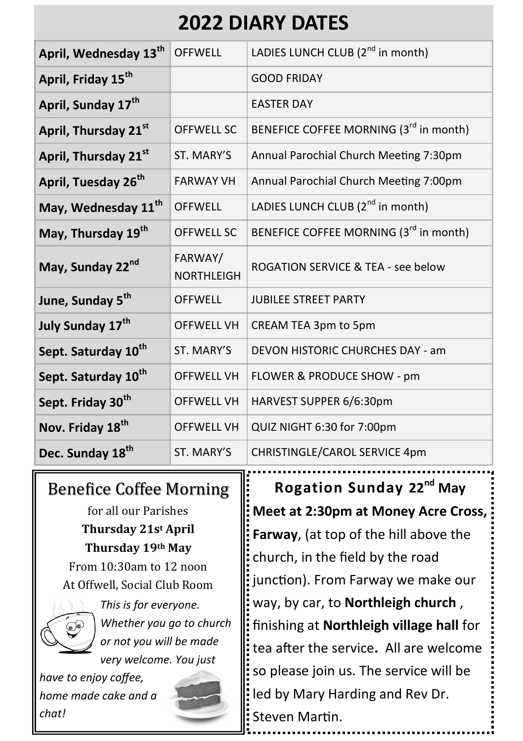# 2022 DIARY DATES

| | | |
|---|---|---|
| **April, Wednesday 13th** | OFFWELL | LADIES LUNCH CLUB (2nd in month) |
| **April, Friday 15th** | | GOOD FRIDAY |
| **April, Sunday 17th** | | EASTER DAY |
| **April, Thursday 21st** | OFFWELL SC | BENEFICE COFFEE MORNING (3rd in month) |
| **April, Thursday 21st** | ST. MARY'S | Annual Parochial Church Meeting 7:30pm |
| **April, Tuesday 26th** | FARWAY VH | Annual Parochial Church Meeting 7:00pm |
| **May, Wednesday 11th** | OFFWELL | LADIES LUNCH CLUB (2nd in month) |
| **May, Thursday 19th** | OFFWELL SC | BENEFICE COFFEE MORNING (3rd in month) |
| **May, Sunday 22nd** | FARWAY/ NORTHLEIGH | ROGATION SERVICE & TEA - see below |
| **June, Sunday 5th** | OFFWELL | JUBILEE STREET PARTY |
| **July Sunday 17th** | OFFWELL VH | CREAM TEA 3pm to 5pm |
| **Sept. Saturday 10th** | ST. MARY'S | DEVON HISTORIC CHURCHES DAY - am |
| **Sept. Saturday 10th** | OFFWELL VH | FLOWER & PRODUCE SHOW - pm |
| **Sept. Friday 30th** | OFFWELL VH | HARVEST SUPPER 6/6:30pm |
| **Nov. Friday 18th** | OFFWELL VH | QUIZ NIGHT 6:30 for 7:00pm |
| **Dec. Sunday 18th** | ST. MARY'S | CHRISTINGLE/CAROL SERVICE 4pm |

## Benefice Coffee Morning

for all our Parishes

**Thursday 21st April**

**Thursday 19th May**

From 10:30am to 12 noon

At Offwell, Social Club Room

*This is for everyone. Whether you go to church or not you will be made very welcome. You just have to enjoy coffee, home made cake and a chat!*

## Rogation Sunday 22nd May

**Meet at 2:30pm at Money Acre Cross, Farway**, (at top of the hill above the church, in the field by the road junction). From Farway we make our way, by car, to **Northleigh church** , finishing at **Northleigh village hall** for tea after the service**.** All are welcome so please join us. The service will be led by Mary Harding and Rev Dr. Steven Martin.